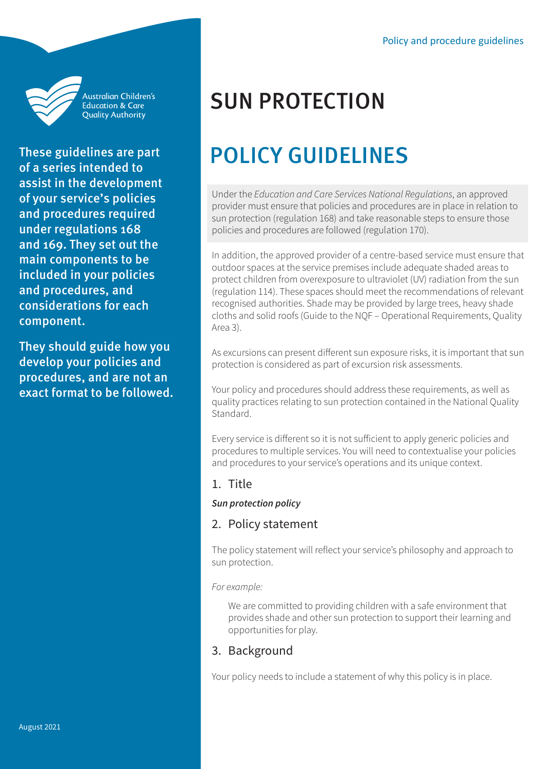Australian Children's Education & Care Quality Authority

**These guidelines are part of a series intended to assist in the development of your service's policies and procedures required under regulations 168 and 169. They set out the main components to be included in your policies and procedures, and considerations for each component.**

**They should guide how you develop your policies and procedures, and are not an exact format to be followed.**

August 2021

Policy and procedure guidelines

# SUN PROTECTION

# POLICY GUIDELINES

Under the *Education and Care Services National Regulations*, an approved provider must ensure that policies and procedures are in place in relation to sun protection (regulation 168) and take reasonable steps to ensure those policies and procedures are followed (regulation 170).

In addition, the approved provider of a centre-based service must ensure that outdoor spaces at the service premises include adequate shaded areas to protect children from overexposure to ultraviolet (UV) radiation from the sun (regulation 114). These spaces should meet the recommendations of relevant recognised authorities. Shade may be provided by large trees, heavy shade cloths and solid roofs (Guide to the NQF – Operational Requirements, Quality Area 3).

As excursions can present different sun exposure risks, it is important that sun protection is considered as part of excursion risk assessments.

Your policy and procedures should address these requirements, as well as quality practices relating to sun protection contained in the National Quality Standard.

Every service is different so it is not sufficient to apply generic policies and procedures to multiple services. You will need to contextualise your policies and procedures to your service's operations and its unique context.

## 1. Title

***Sun protection policy***

## 2. Policy statement

The policy statement will reflect your service's philosophy and approach to sun protection.

*For example:*

> We are committed to providing children with a safe environment that provides shade and other sun protection to support their learning and opportunities for play.

## 3. Background

Your policy needs to include a statement of why this policy is in place.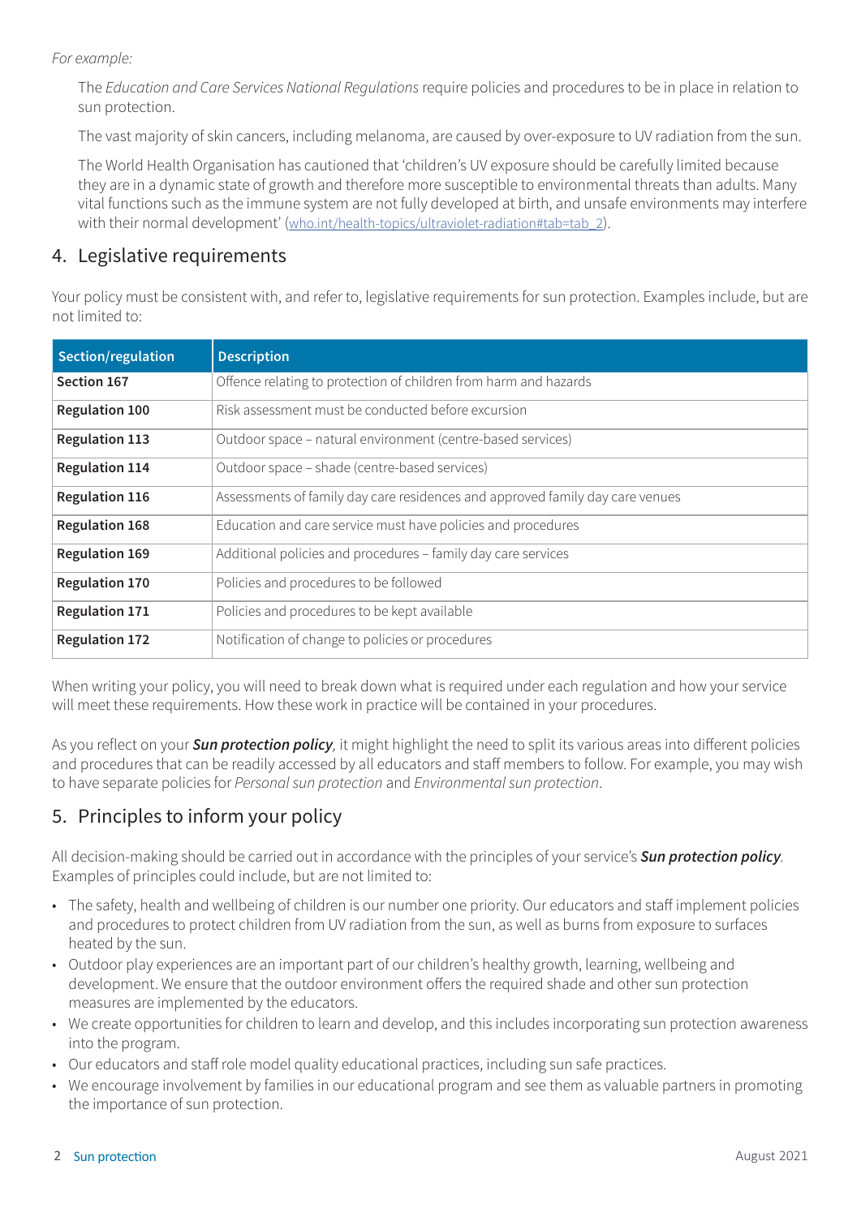*For example:*

The *Education and Care Services National Regulations* require policies and procedures to be in place in relation to sun protection.

The vast majority of skin cancers, including melanoma, are caused by over-exposure to UV radiation from the sun.

The World Health Organisation has cautioned that 'children's UV exposure should be carefully limited because they are in a dynamic state of growth and therefore more susceptible to environmental threats than adults. Many vital functions such as the immune system are not fully developed at birth, and unsafe environments may interfere with their normal development' (who.int/health-topics/ultraviolet-radiation#tab=tab_2).

## 4. Legislative requirements

Your policy must be consistent with, and refer to, legislative requirements for sun protection. Examples include, but are not limited to:

| Section/regulation | Description |
|---|---|
| **Section 167** | Offence relating to protection of children from harm and hazards |
| **Regulation 100** | Risk assessment must be conducted before excursion |
| **Regulation 113** | Outdoor space – natural environment (centre-based services) |
| **Regulation 114** | Outdoor space – shade (centre-based services) |
| **Regulation 116** | Assessments of family day care residences and approved family day care venues |
| **Regulation 168** | Education and care service must have policies and procedures |
| **Regulation 169** | Additional policies and procedures – family day care services |
| **Regulation 170** | Policies and procedures to be followed |
| **Regulation 171** | Policies and procedures to be kept available |
| **Regulation 172** | Notification of change to policies or procedures |

When writing your policy, you will need to break down what is required under each regulation and how your service will meet these requirements. How these work in practice will be contained in your procedures.

As you reflect on your ***Sun protection policy***, it might highlight the need to split its various areas into different policies and procedures that can be readily accessed by all educators and staff members to follow. For example, you may wish to have separate policies for *Personal sun protection* and *Environmental sun protection*.

## 5. Principles to inform your policy

All decision-making should be carried out in accordance with the principles of your service's ***Sun protection policy***. Examples of principles could include, but are not limited to:

- The safety, health and wellbeing of children is our number one priority. Our educators and staff implement policies and procedures to protect children from UV radiation from the sun, as well as burns from exposure to surfaces heated by the sun.
- Outdoor play experiences are an important part of our children's healthy growth, learning, wellbeing and development. We ensure that the outdoor environment offers the required shade and other sun protection measures are implemented by the educators.
- We create opportunities for children to learn and develop, and this includes incorporating sun protection awareness into the program.
- Our educators and staff role model quality educational practices, including sun safe practices.
- We encourage involvement by families in our educational program and see them as valuable partners in promoting the importance of sun protection.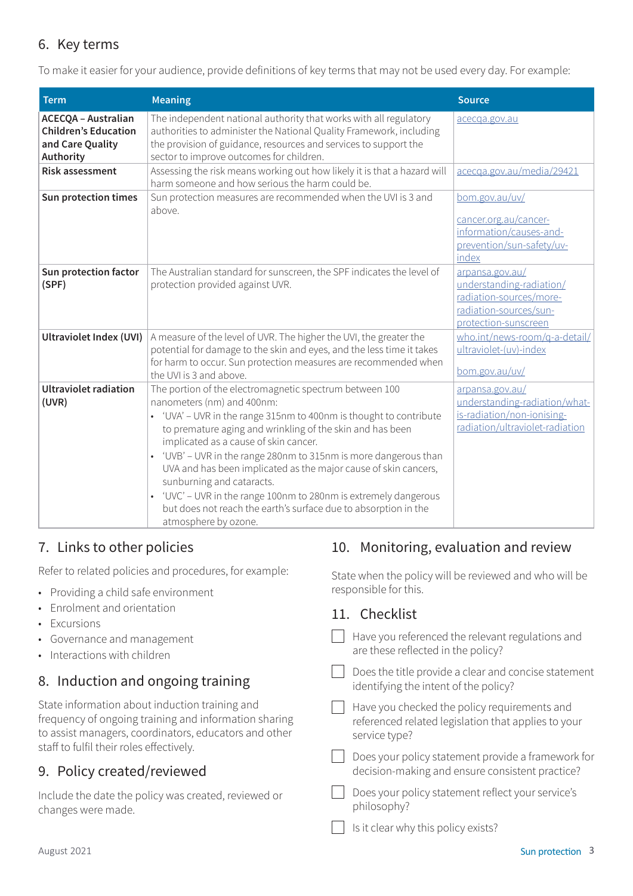## 6. Key terms

To make it easier for your audience, provide definitions of key terms that may not be used every day. For example:

| Term | Meaning | Source |
| --- | --- | --- |
| **ACECQA – Australian Children's Education and Care Quality Authority** | The independent national authority that works with all regulatory authorities to administer the National Quality Framework, including the provision of guidance, resources and services to support the sector to improve outcomes for children. | acecqa.gov.au |
| **Risk assessment** | Assessing the risk means working out how likely it is that a hazard will harm someone and how serious the harm could be. | acecqa.gov.au/media/29421 |
| **Sun protection times** | Sun protection measures are recommended when the UVI is 3 and above. | bom.gov.au/uv/ <br> cancer.org.au/cancer-information/causes-and-prevention/sun-safety/uv-index |
| **Sun protection factor (SPF)** | The Australian standard for sunscreen, the SPF indicates the level of protection provided against UVR. | arpansa.gov.au/understanding-radiation/radiation-sources/more-radiation-sources/sun-protection-sunscreen |
| **Ultraviolet Index (UVI)** | A measure of the level of UVR. The higher the UVI, the greater the potential for damage to the skin and eyes, and the less time it takes for harm to occur. Sun protection measures are recommended when the UVI is 3 and above. | who.int/news-room/q-a-detail/ultraviolet-(uv)-index <br> bom.gov.au/uv/ |
| **Ultraviolet radiation (UVR)** | The portion of the electromagnetic spectrum between 100 nanometers (nm) and 400nm: <br> • 'UVA' – UVR in the range 315nm to 400nm is thought to contribute to premature aging and wrinkling of the skin and has been implicated as a cause of skin cancer. <br> • 'UVB' – UVR in the range 280nm to 315nm is more dangerous than UVA and has been implicated as the major cause of skin cancers, sunburning and cataracts. <br> • 'UVC' – UVR in the range 100nm to 280nm is extremely dangerous but does not reach the earth's surface due to absorption in the atmosphere by ozone. | arpansa.gov.au/understanding-radiation/what-is-radiation/non-ionising-radiation/ultraviolet-radiation |

## 7. Links to other policies

Refer to related policies and procedures, for example:

- Providing a child safe environment
- Enrolment and orientation
- Excursions
- Governance and management
- Interactions with children

## 8. Induction and ongoing training

State information about induction training and frequency of ongoing training and information sharing to assist managers, coordinators, educators and other staff to fulfil their roles effectively.

## 9. Policy created/reviewed

Include the date the policy was created, reviewed or changes were made.

## 10. Monitoring, evaluation and review

State when the policy will be reviewed and who will be responsible for this.

## 11. Checklist

- ☐ Have you referenced the relevant regulations and are these reflected in the policy?
- ☐ Does the title provide a clear and concise statement identifying the intent of the policy?
- ☐ Have you checked the policy requirements and referenced related legislation that applies to your service type?
- ☐ Does your policy statement provide a framework for decision-making and ensure consistent practice?
- ☐ Does your policy statement reflect your service's philosophy?
- ☐ Is it clear why this policy exists?

August 2021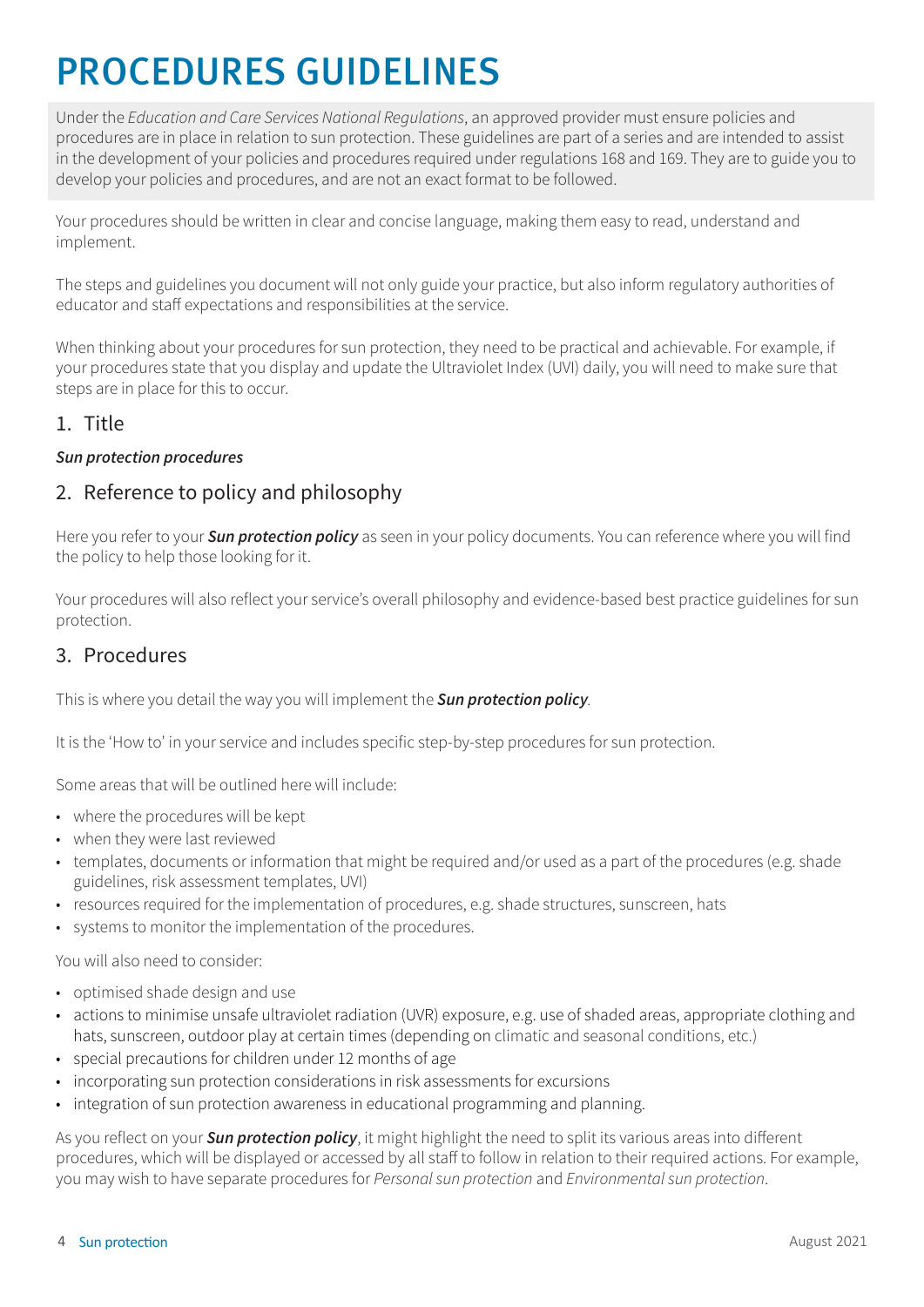# PROCEDURES GUIDELINES

Under the *Education and Care Services National Regulations*, an approved provider must ensure policies and procedures are in place in relation to sun protection. These guidelines are part of a series and are intended to assist in the development of your policies and procedures required under regulations 168 and 169. They are to guide you to develop your policies and procedures, and are not an exact format to be followed.

Your procedures should be written in clear and concise language, making them easy to read, understand and implement.

The steps and guidelines you document will not only guide your practice, but also inform regulatory authorities of educator and staff expectations and responsibilities at the service.

When thinking about your procedures for sun protection, they need to be practical and achievable. For example, if your procedures state that you display and update the Ultraviolet Index (UVI) daily, you will need to make sure that steps are in place for this to occur.

## 1. Title

***Sun protection procedures***

## 2. Reference to policy and philosophy

Here you refer to your ***Sun protection policy*** as seen in your policy documents. You can reference where you will find the policy to help those looking for it.

Your procedures will also reflect your service's overall philosophy and evidence-based best practice guidelines for sun protection.

## 3. Procedures

This is where you detail the way you will implement the ***Sun protection policy***.

It is the 'How to' in your service and includes specific step-by-step procedures for sun protection.

Some areas that will be outlined here will include:

- where the procedures will be kept
- when they were last reviewed
- templates, documents or information that might be required and/or used as a part of the procedures (e.g. shade guidelines, risk assessment templates, UVI)
- resources required for the implementation of procedures, e.g. shade structures, sunscreen, hats
- systems to monitor the implementation of the procedures.

You will also need to consider:

- optimised shade design and use
- actions to minimise unsafe ultraviolet radiation (UVR) exposure, e.g. use of shaded areas, appropriate clothing and hats, sunscreen, outdoor play at certain times (depending on climatic and seasonal conditions, etc.)
- special precautions for children under 12 months of age
- incorporating sun protection considerations in risk assessments for excursions
- integration of sun protection awareness in educational programming and planning.

As you reflect on your ***Sun protection policy***, it might highlight the need to split its various areas into different procedures, which will be displayed or accessed by all staff to follow in relation to their required actions. For example, you may wish to have separate procedures for *Personal sun protection* and *Environmental sun protection*.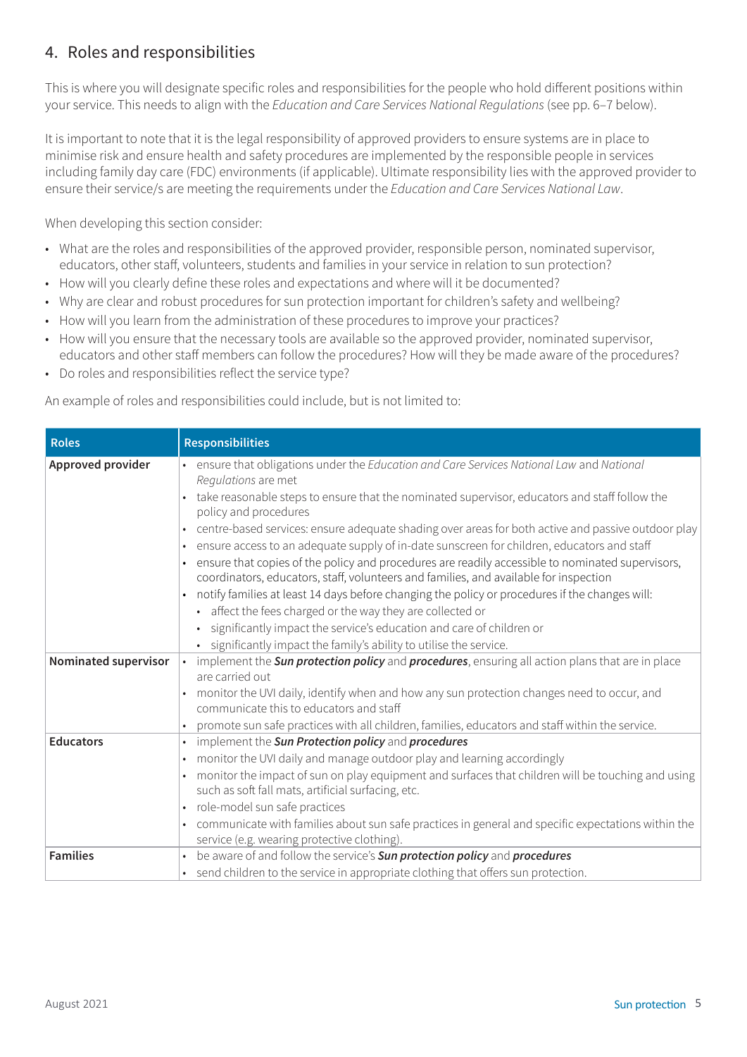## 4. Roles and responsibilities

This is where you will designate specific roles and responsibilities for the people who hold different positions within your service. This needs to align with the *Education and Care Services National Regulations* (see pp. 6–7 below).

It is important to note that it is the legal responsibility of approved providers to ensure systems are in place to minimise risk and ensure health and safety procedures are implemented by the responsible people in services including family day care (FDC) environments (if applicable). Ultimate responsibility lies with the approved provider to ensure their service/s are meeting the requirements under the *Education and Care Services National Law*.

When developing this section consider:

- What are the roles and responsibilities of the approved provider, responsible person, nominated supervisor, educators, other staff, volunteers, students and families in your service in relation to sun protection?
- How will you clearly define these roles and expectations and where will it be documented?
- Why are clear and robust procedures for sun protection important for children's safety and wellbeing?
- How will you learn from the administration of these procedures to improve your practices?
- How will you ensure that the necessary tools are available so the approved provider, nominated supervisor, educators and other staff members can follow the procedures? How will they be made aware of the procedures?
- Do roles and responsibilities reflect the service type?

An example of roles and responsibilities could include, but is not limited to:

| Roles | Responsibilities |
|---|---|
| **Approved provider** | • ensure that obligations under the *Education and Care Services National Law* and *National Regulations* are met<br>• take reasonable steps to ensure that the nominated supervisor, educators and staff follow the policy and procedures<br>• centre-based services: ensure adequate shading over areas for both active and passive outdoor play<br>• ensure access to an adequate supply of in-date sunscreen for children, educators and staff<br>• ensure that copies of the policy and procedures are readily accessible to nominated supervisors, coordinators, educators, staff, volunteers and families, and available for inspection<br>• notify families at least 14 days before changing the policy or procedures if the changes will:<br>&nbsp;&nbsp;• affect the fees charged or the way they are collected or<br>&nbsp;&nbsp;• significantly impact the service's education and care of children or<br>&nbsp;&nbsp;• significantly impact the family's ability to utilise the service. |
| **Nominated supervisor** | • implement the ***Sun protection policy*** and ***procedures***, ensuring all action plans that are in place are carried out<br>• monitor the UVI daily, identify when and how any sun protection changes need to occur, and communicate this to educators and staff<br>• promote sun safe practices with all children, families, educators and staff within the service. |
| **Educators** | • implement the ***Sun Protection policy*** and ***procedures***<br>• monitor the UVI daily and manage outdoor play and learning accordingly<br>• monitor the impact of sun on play equipment and surfaces that children will be touching and using such as soft fall mats, artificial surfacing, etc.<br>• role-model sun safe practices<br>• communicate with families about sun safe practices in general and specific expectations within the service (e.g. wearing protective clothing). |
| **Families** | • be aware of and follow the service's ***Sun protection policy*** and ***procedures***<br>• send children to the service in appropriate clothing that offers sun protection. |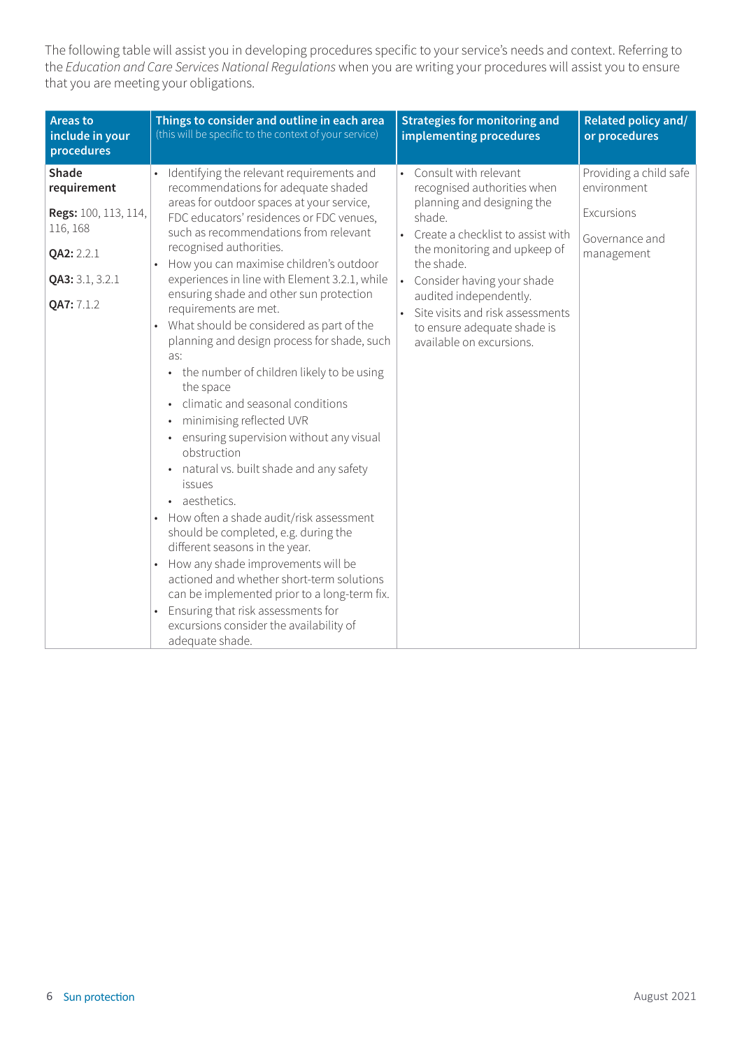The following table will assist you in developing procedures specific to your service's needs and context. Referring to the *Education and Care Services National Regulations* when you are writing your procedures will assist you to ensure that you are meeting your obligations.

| Areas to include in your procedures | Things to consider and outline in each area (this will be specific to the context of your service) | Strategies for monitoring and implementing procedures | Related policy and/or procedures |
|---|---|---|---|
| **Shade requirement**<br><br>**Regs:** 100, 113, 114, 116, 168<br><br>**QA2:** 2.2.1<br><br>**QA3:** 3.1, 3.2.1<br><br>**QA7:** 7.1.2 | • Identifying the relevant requirements and recommendations for adequate shaded areas for outdoor spaces at your service, FDC educators' residences or FDC venues, such as recommendations from relevant recognised authorities.<br>• How you can maximise children's outdoor experiences in line with Element 3.2.1, while ensuring shade and other sun protection requirements are met.<br>• What should be considered as part of the planning and design process for shade, such as:<br>  ◦ the number of children likely to be using the space<br>  ◦ climatic and seasonal conditions<br>  ◦ minimising reflected UVR<br>  ◦ ensuring supervision without any visual obstruction<br>  ◦ natural vs. built shade and any safety issues<br>  ◦ aesthetics.<br>• How often a shade audit/risk assessment should be completed, e.g. during the different seasons in the year.<br>• How any shade improvements will be actioned and whether short-term solutions can be implemented prior to a long-term fix.<br>• Ensuring that risk assessments for excursions consider the availability of adequate shade. | • Consult with relevant recognised authorities when planning and designing the shade.<br>• Create a checklist to assist with the monitoring and upkeep of the shade.<br>• Consider having your shade audited independently.<br>• Site visits and risk assessments to ensure adequate shade is available on excursions. | Providing a child safe environment<br><br>Excursions<br><br>Governance and management |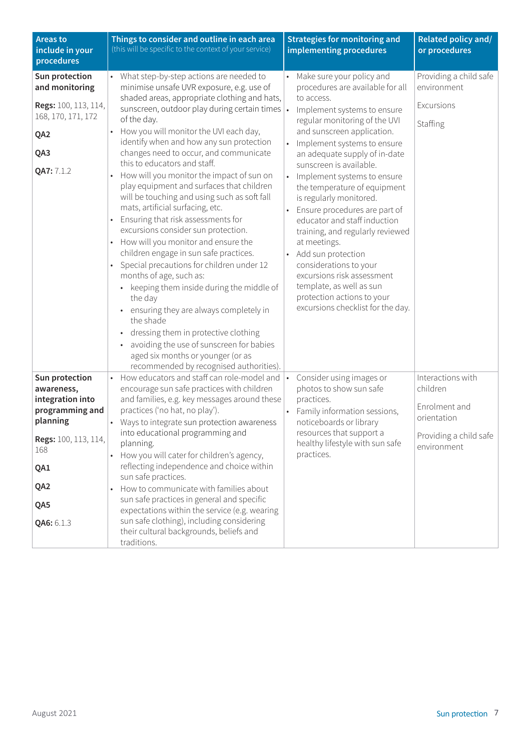| Areas to include in your procedures | Things to consider and outline in each area (this will be specific to the context of your service) | Strategies for monitoring and implementing procedures | Related policy and/ or procedures |
|---|---|---|---|
| **Sun protection and monitoring**<br><br>**Regs:** 100, 113, 114, 168, 170, 171, 172<br><br>**QA2**<br><br>**QA3**<br><br>**QA7:** 7.1.2 | • What step-by-step actions are needed to minimise unsafe UVR exposure, e.g. use of shaded areas, appropriate clothing and hats, sunscreen, outdoor play during certain times of the day.<br>• How you will monitor the UVI each day, identify when and how any sun protection changes need to occur, and communicate this to educators and staff.<br>• How will you monitor the impact of sun on play equipment and surfaces that children will be touching and using such as soft fall mats, artificial surfacing, etc.<br>• Ensuring that risk assessments for excursions consider sun protection.<br>• How will you monitor and ensure the children engage in sun safe practices.<br>• Special precautions for children under 12 months of age, such as:<br>  • keeping them inside during the middle of the day<br>  • ensuring they are always completely in the shade<br>  • dressing them in protective clothing<br>  • avoiding the use of sunscreen for babies aged six months or younger (or as recommended by recognised authorities). | • Make sure your policy and procedures are available for all to access.<br>• Implement systems to ensure regular monitoring of the UVI and sunscreen application.<br>• Implement systems to ensure an adequate supply of in-date sunscreen is available.<br>• Implement systems to ensure the temperature of equipment is regularly monitored.<br>• Ensure procedures are part of educator and staff induction training, and regularly reviewed at meetings.<br>• Add sun protection considerations to your excursions risk assessment template, as well as sun protection actions to your excursions checklist for the day. | Providing a child safe environment<br><br>Excursions<br><br>Staffing |
| **Sun protection awareness, integration into programming and planning**<br><br>**Regs:** 100, 113, 114, 168<br><br>**QA1**<br><br>**QA2**<br><br>**QA5**<br><br>**QA6:** 6.1.3 | • How educators and staff can role-model and encourage sun safe practices with children and families, e.g. key messages around these practices ('no hat, no play').<br>• Ways to integrate sun protection awareness into educational programming and planning.<br>• How you will cater for children's agency, reflecting independence and choice within sun safe practices.<br>• How to communicate with families about sun safe practices in general and specific expectations within the service (e.g. wearing sun safe clothing), including considering their cultural backgrounds, beliefs and traditions. | • Consider using images or photos to show sun safe practices.<br>• Family information sessions, noticeboards or library resources that support a healthy lifestyle with sun safe practices. | Interactions with children<br><br>Enrolment and orientation<br><br>Providing a child safe environment |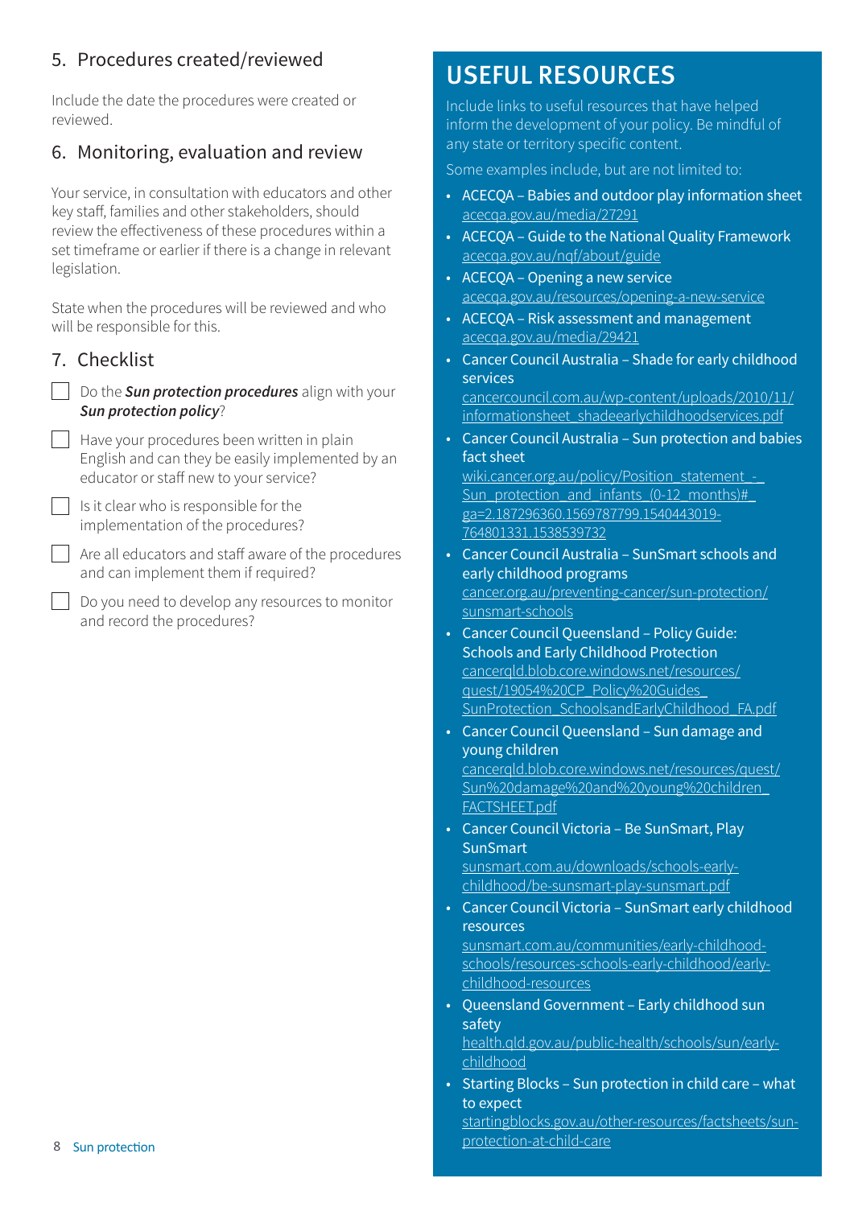## 5. Procedures created/reviewed

Include the date the procedures were created or reviewed.

## 6. Monitoring, evaluation and review

Your service, in consultation with educators and other key staff, families and other stakeholders, should review the effectiveness of these procedures within a set timeframe or earlier if there is a change in relevant legislation.

State when the procedures will be reviewed and who will be responsible for this.

## 7. Checklist

- [ ] Do the ***Sun protection procedures*** align with your ***Sun protection policy***?
- [ ] Have your procedures been written in plain English and can they be easily implemented by an educator or staff new to your service?
- [ ] Is it clear who is responsible for the implementation of the procedures?
- [ ] Are all educators and staff aware of the procedures and can implement them if required?
- [ ] Do you need to develop any resources to monitor and record the procedures?

# USEFUL RESOURCES

Include links to useful resources that have helped inform the development of your policy. Be mindful of any state or territory specific content.

Some examples include, but are not limited to:

- ACECQA – Babies and outdoor play information sheet
  acecqa.gov.au/media/27291
- ACECQA – Guide to the National Quality Framework
  acecqa.gov.au/nqf/about/guide
- ACECQA – Opening a new service
  acecqa.gov.au/resources/opening-a-new-service
- ACECQA – Risk assessment and management
  acecqa.gov.au/media/29421
- Cancer Council Australia – Shade for early childhood services
  cancercouncil.com.au/wp-content/uploads/2010/11/informationsheet_shadeearlychildhoodservices.pdf
- Cancer Council Australia – Sun protection and babies fact sheet
  wiki.cancer.org.au/policy/Position_statement_-_Sun_protection_and_infants_(0-12_months)#_ga=2.187296360.1569787799.1540443019-764801331.1538539732
- Cancer Council Australia – SunSmart schools and early childhood programs
  cancer.org.au/preventing-cancer/sun-protection/sunsmart-schools
- Cancer Council Queensland – Policy Guide: Schools and Early Childhood Protection
  cancerqld.blob.core.windows.net/resources/quest/19054%20CP_Policy%20Guides_SunProtection_SchoolsandEarlyChildhood_FA.pdf
- Cancer Council Queensland – Sun damage and young children
  cancerqld.blob.core.windows.net/resources/quest/Sun%20damage%20and%20young%20children_FACTSHEET.pdf
- Cancer Council Victoria – Be SunSmart, Play SunSmart
  sunsmart.com.au/downloads/schools-early-childhood/be-sunsmart-play-sunsmart.pdf
- Cancer Council Victoria – SunSmart early childhood resources
  sunsmart.com.au/communities/early-childhood-schools/resources-schools-early-childhood/early-childhood-resources
- Queensland Government – Early childhood sun safety
  health.qld.gov.au/public-health/schools/sun/early-childhood
- Starting Blocks – Sun protection in child care – what to expect
  startingblocks.gov.au/other-resources/factsheets/sun-protection-at-child-care